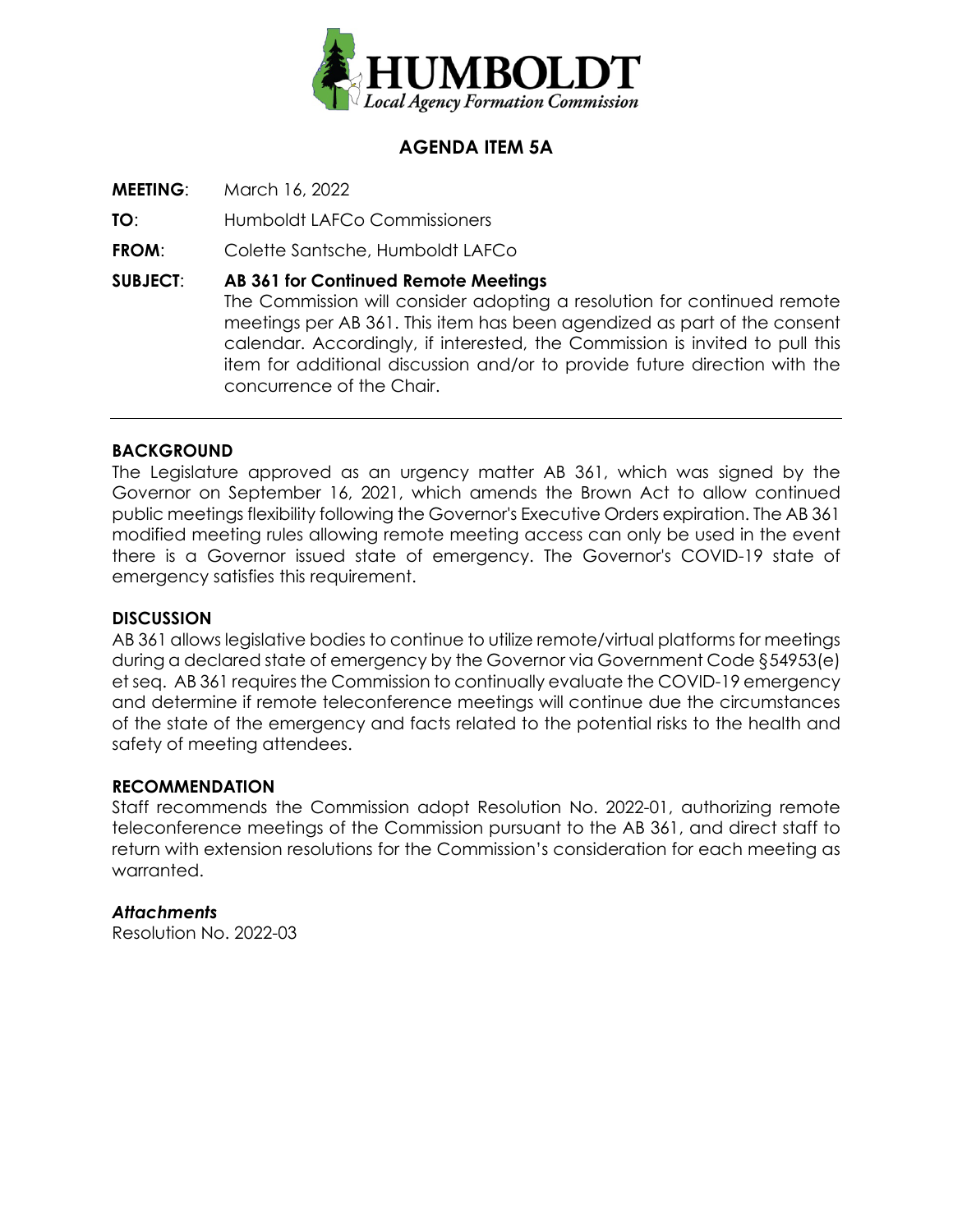HUMBOLDT
*Local Agency Formation Commission*

## AGENDA ITEM 5A

**MEETING**: March 16, 2022

**TO**: Humboldt LAFCo Commissioners

**FROM**: Colette Santsche, Humboldt LAFCo

**SUBJECT**: **AB 361 for Continued Remote Meetings**
The Commission will consider adopting a resolution for continued remote meetings per AB 361. This item has been agendized as part of the consent calendar. Accordingly, if interested, the Commission is invited to pull this item for additional discussion and/or to provide future direction with the concurrence of the Chair.

---

### BACKGROUND

The Legislature approved as an urgency matter AB 361, which was signed by the Governor on September 16, 2021, which amends the Brown Act to allow continued public meetings flexibility following the Governor's Executive Orders expiration. The AB 361 modified meeting rules allowing remote meeting access can only be used in the event there is a Governor issued state of emergency. The Governor's COVID-19 state of emergency satisfies this requirement.

### DISCUSSION

AB 361 allows legislative bodies to continue to utilize remote/virtual platforms for meetings during a declared state of emergency by the Governor via Government Code §54953(e) et seq. AB 361 requires the Commission to continually evaluate the COVID-19 emergency and determine if remote teleconference meetings will continue due the circumstances of the state of the emergency and facts related to the potential risks to the health and safety of meeting attendees.

### RECOMMENDATION

Staff recommends the Commission adopt Resolution No. 2022-01, authorizing remote teleconference meetings of the Commission pursuant to the AB 361, and direct staff to return with extension resolutions for the Commission's consideration for each meeting as warranted.

***Attachments***

Resolution No. 2022-03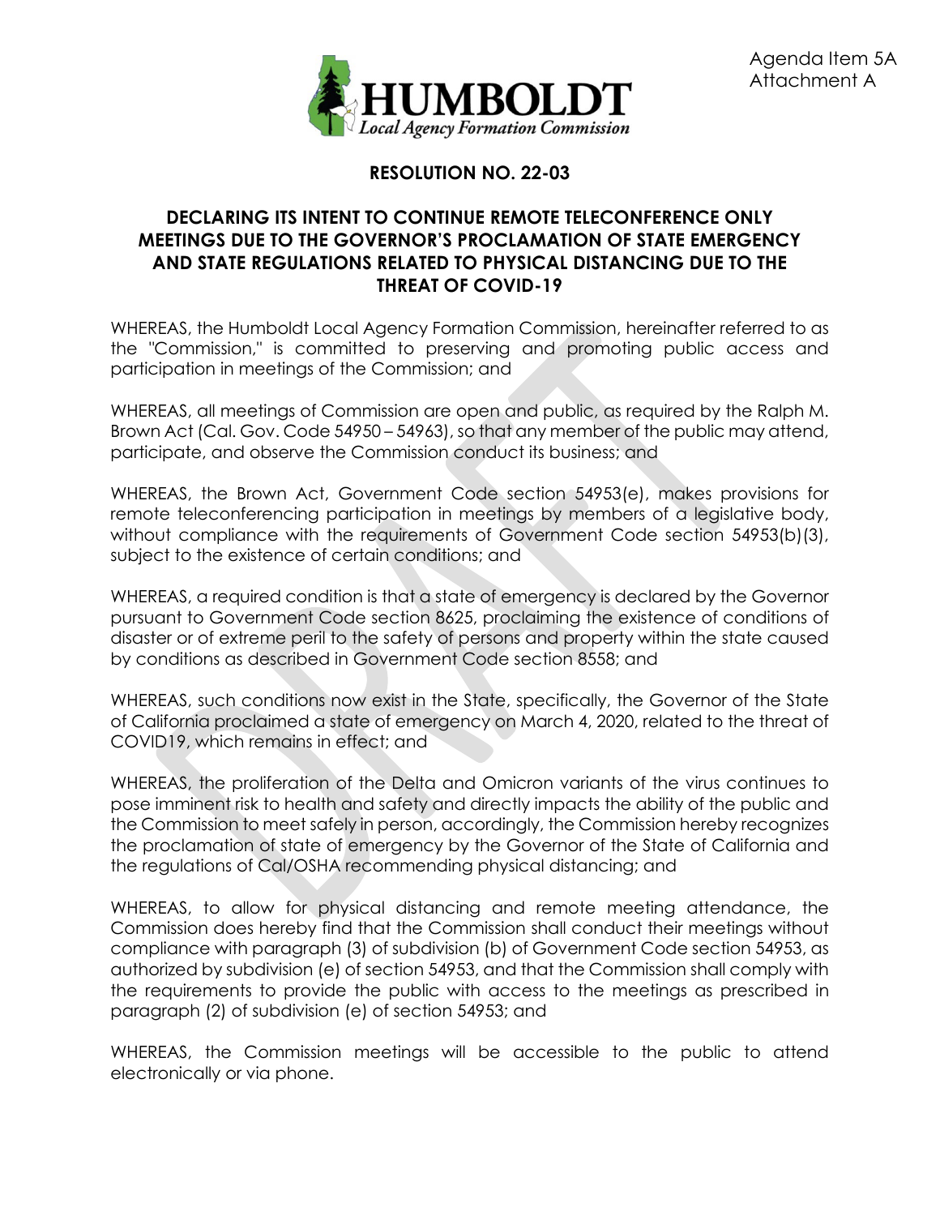Agenda Item 5A
Attachment A

**RESOLUTION NO. 22-03**

**DECLARING ITS INTENT TO CONTINUE REMOTE TELECONFERENCE ONLY MEETINGS DUE TO THE GOVERNOR'S PROCLAMATION OF STATE EMERGENCY AND STATE REGULATIONS RELATED TO PHYSICAL DISTANCING DUE TO THE THREAT OF COVID-19**

WHEREAS, the Humboldt Local Agency Formation Commission, hereinafter referred to as the "Commission," is committed to preserving and promoting public access and participation in meetings of the Commission; and

WHEREAS, all meetings of Commission are open and public, as required by the Ralph M. Brown Act (Cal. Gov. Code 54950 – 54963), so that any member of the public may attend, participate, and observe the Commission conduct its business; and

WHEREAS, the Brown Act, Government Code section 54953(e), makes provisions for remote teleconferencing participation in meetings by members of a legislative body, without compliance with the requirements of Government Code section 54953(b)(3), subject to the existence of certain conditions; and

WHEREAS, a required condition is that a state of emergency is declared by the Governor pursuant to Government Code section 8625, proclaiming the existence of conditions of disaster or of extreme peril to the safety of persons and property within the state caused by conditions as described in Government Code section 8558; and

WHEREAS, such conditions now exist in the State, specifically, the Governor of the State of California proclaimed a state of emergency on March 4, 2020, related to the threat of COVID19, which remains in effect; and

WHEREAS, the proliferation of the Delta and Omicron variants of the virus continues to pose imminent risk to health and safety and directly impacts the ability of the public and the Commission to meet safely in person, accordingly, the Commission hereby recognizes the proclamation of state of emergency by the Governor of the State of California and the regulations of Cal/OSHA recommending physical distancing; and

WHEREAS, to allow for physical distancing and remote meeting attendance, the Commission does hereby find that the Commission shall conduct their meetings without compliance with paragraph (3) of subdivision (b) of Government Code section 54953, as authorized by subdivision (e) of section 54953, and that the Commission shall comply with the requirements to provide the public with access to the meetings as prescribed in paragraph (2) of subdivision (e) of section 54953; and

WHEREAS, the Commission meetings will be accessible to the public to attend electronically or via phone.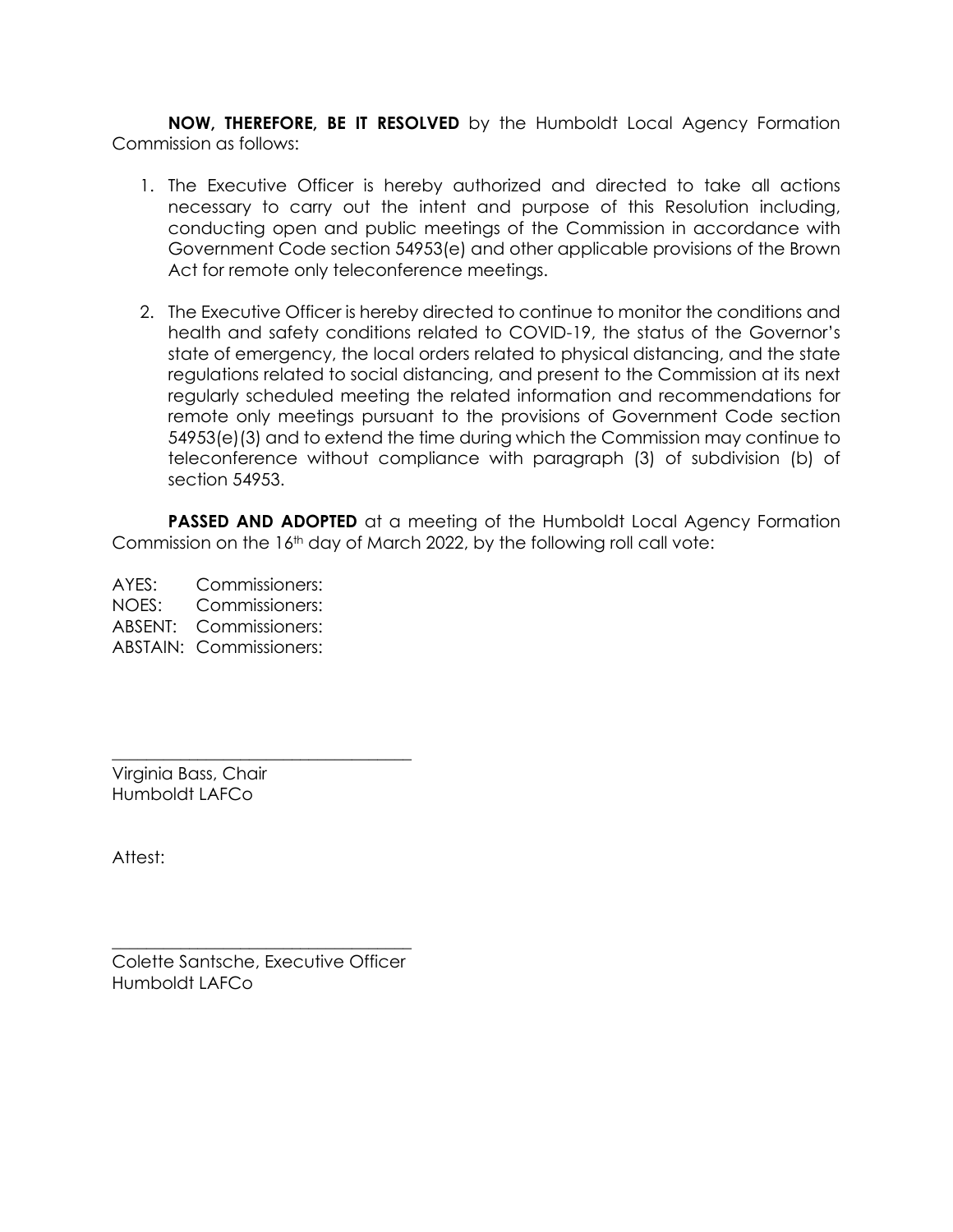**NOW, THEREFORE, BE IT RESOLVED** by the Humboldt Local Agency Formation Commission as follows:

1. The Executive Officer is hereby authorized and directed to take all actions necessary to carry out the intent and purpose of this Resolution including, conducting open and public meetings of the Commission in accordance with Government Code section 54953(e) and other applicable provisions of the Brown Act for remote only teleconference meetings.

2. The Executive Officer is hereby directed to continue to monitor the conditions and health and safety conditions related to COVID-19, the status of the Governor's state of emergency, the local orders related to physical distancing, and the state regulations related to social distancing, and present to the Commission at its next regularly scheduled meeting the related information and recommendations for remote only meetings pursuant to the provisions of Government Code section 54953(e)(3) and to extend the time during which the Commission may continue to teleconference without compliance with paragraph (3) of subdivision (b) of section 54953.

**PASSED AND ADOPTED** at a meeting of the Humboldt Local Agency Formation Commission on the 16th day of March 2022, by the following roll call vote:

AYES: Commissioners:
NOES: Commissioners:
ABSENT: Commissioners:
ABSTAIN: Commissioners:

___________________________________
Virginia Bass, Chair
Humboldt LAFCo

Attest:

___________________________________
Colette Santsche, Executive Officer
Humboldt LAFCo